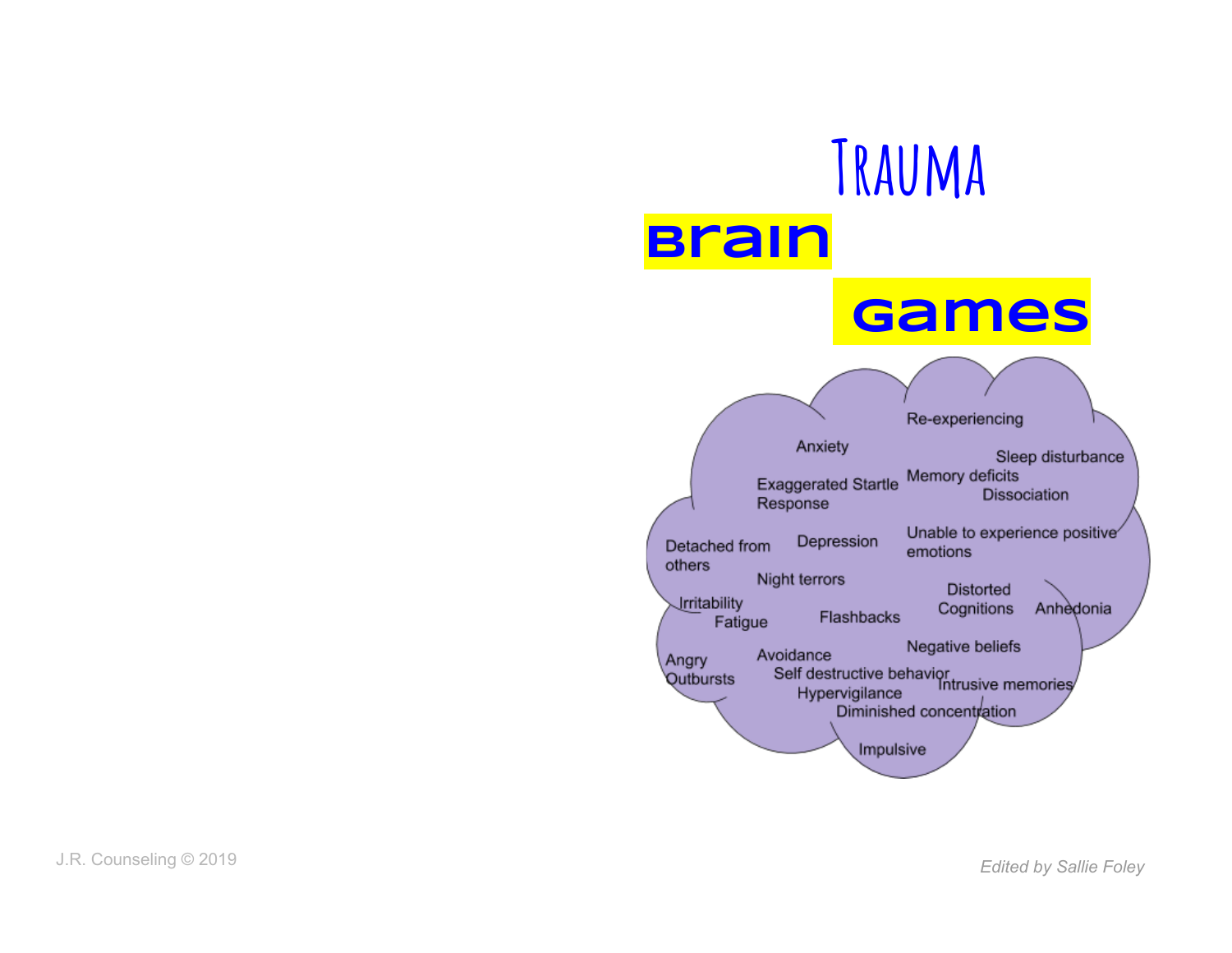# Trauma Brain Games

Anxiety
Re-experiencing
Sleep disturbance
Exaggerated Startle Response
Memory deficits
Dissociation
Detached from others
Depression
Unable to experience positive emotions
Night terrors
Irritability
Fatigue
Flashbacks
Distorted Cognitions
Anhedonia
Angry Outbursts
Avoidance
Negative beliefs
Self destructive behavior
Intrusive memories
Hypervigilance
Diminished concentration
Impulsive

J.R. Counseling © 2019

*Edited by Sallie Foley*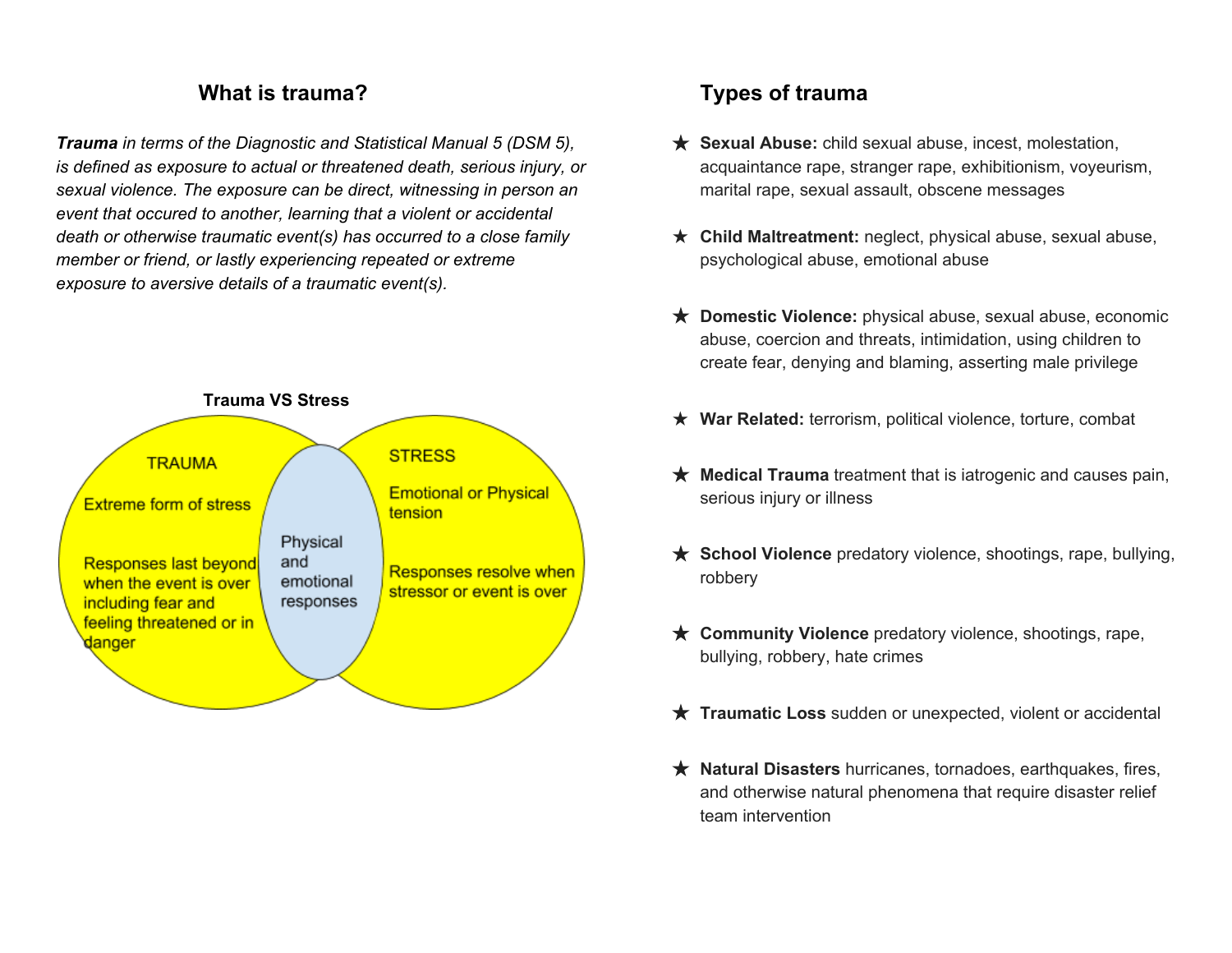## What is trauma?

***Trauma** in terms of the Diagnostic and Statistical Manual 5 (DSM 5), is defined as exposure to actual or threatened death, serious injury, or sexual violence. The exposure can be direct, witnessing in person an event that occured to another, learning that a violent or accidental death or otherwise traumatic event(s) has occurred to a close family member or friend, or lastly experiencing repeated or extreme exposure to aversive details of a traumatic event(s).*

**Trauma VS Stress**

TRAUMA

Extreme form of stress

Responses last beyond when the event is over including fear and feeling threatened or in danger

Physical and emotional responses

STRESS

Emotional or Physical tension

Responses resolve when stressor or event is over

## Types of trauma

★ **Sexual Abuse:** child sexual abuse, incest, molestation, acquaintance rape, stranger rape, exhibitionism, voyeurism, marital rape, sexual assault, obscene messages

★ **Child Maltreatment:** neglect, physical abuse, sexual abuse, psychological abuse, emotional abuse

★ **Domestic Violence:** physical abuse, sexual abuse, economic abuse, coercion and threats, intimidation, using children to create fear, denying and blaming, asserting male privilege

★ **War Related:** terrorism, political violence, torture, combat

★ **Medical Trauma** treatment that is iatrogenic and causes pain, serious injury or illness

★ **School Violence** predatory violence, shootings, rape, bullying, robbery

★ **Community Violence** predatory violence, shootings, rape, bullying, robbery, hate crimes

★ **Traumatic Loss** sudden or unexpected, violent or accidental

★ **Natural Disasters** hurricanes, tornadoes, earthquakes, fires, and otherwise natural phenomena that require disaster relief team intervention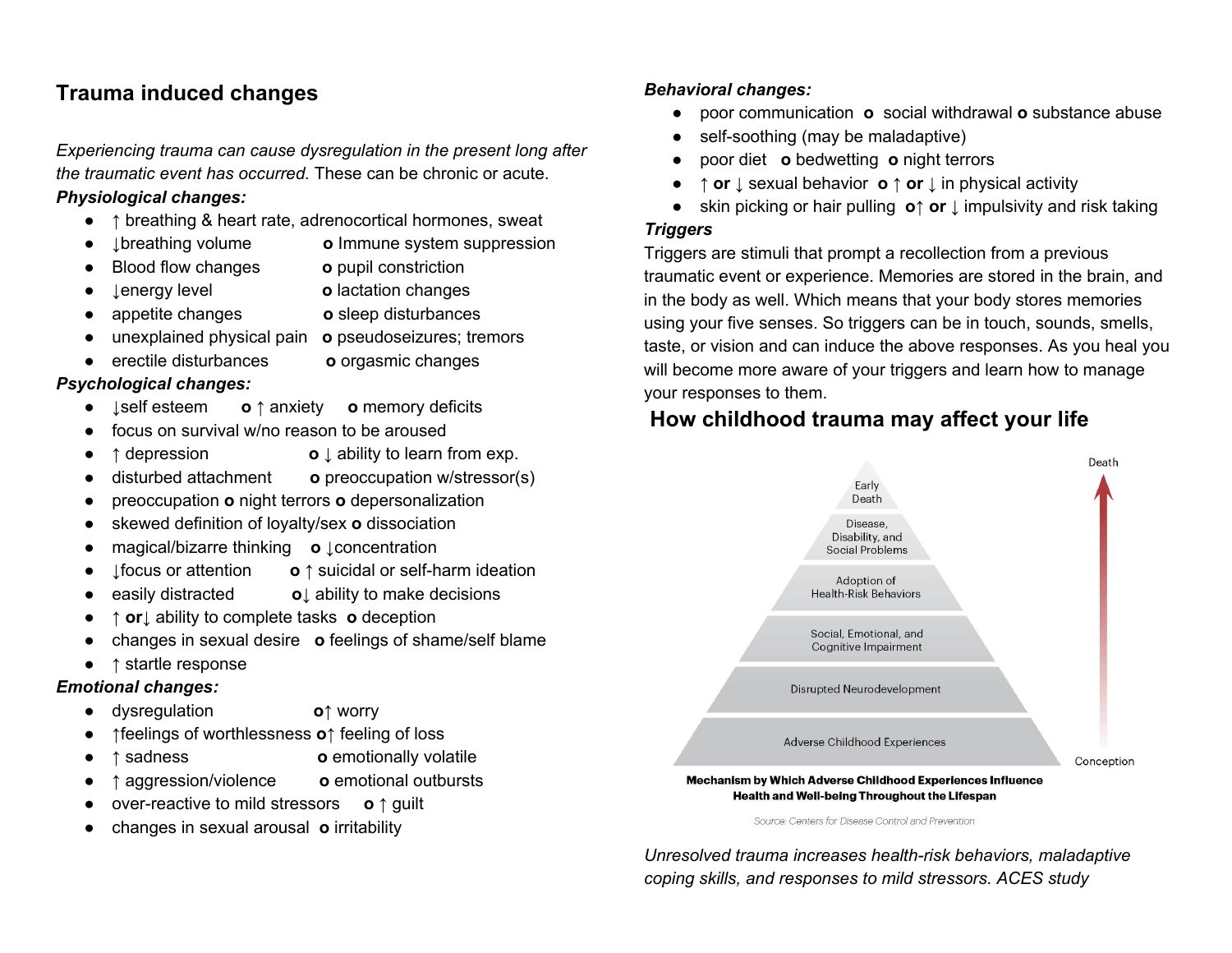## Trauma induced changes

*Experiencing trauma can cause dysregulation in the present long after the traumatic event has occurred.* These can be chronic or acute.

***Physiological changes:***

- ↑ breathing & heart rate, adrenocortical hormones, sweat
- ↓breathing volume **o** Immune system suppression
- Blood flow changes **o** pupil constriction
- ↓energy level **o** lactation changes
- appetite changes **o** sleep disturbances
- unexplained physical pain **o** pseudoseizures; tremors
- erectile disturbances **o** orgasmic changes

***Psychological changes:***

- ↓self esteem **o** ↑ anxiety **o** memory deficits
- focus on survival w/no reason to be aroused
- ↑ depression **o** ↓ ability to learn from exp.
- disturbed attachment **o** preoccupation w/stressor(s)
- preoccupation **o** night terrors **o** depersonalization
- skewed definition of loyalty/sex **o** dissociation
- magical/bizarre thinking **o** ↓concentration
- ↓focus or attention **o** ↑ suicidal or self-harm ideation
- easily distracted **o**↓ ability to make decisions
- ↑ **or**↓ ability to complete tasks **o** deception
- changes in sexual desire **o** feelings of shame/self blame
- ↑ startle response

***Emotional changes:***

- dysregulation **o**↑ worry
- ↑feelings of worthlessness **o**↑ feeling of loss
- ↑ sadness **o** emotionally volatile
- ↑ aggression/violence **o** emotional outbursts
- over-reactive to mild stressors **o** ↑ guilt
- changes in sexual arousal **o** irritability

***Behavioral changes:***

- poor communication **o** social withdrawal **o** substance abuse
- self-soothing (may be maladaptive)
- poor diet **o** bedwetting **o** night terrors
- ↑ **or** ↓ sexual behavior **o** ↑ **or** ↓ in physical activity
- skin picking or hair pulling **o**↑ **or** ↓ impulsivity and risk taking

***Triggers***

Triggers are stimuli that prompt a recollection from a previous traumatic event or experience. Memories are stored in the brain, and in the body as well. Which means that your body stores memories using your five senses. So triggers can be in touch, sounds, smells, taste, or vision and can induce the above responses. As you heal you will become more aware of your triggers and learn how to manage your responses to them.

## How childhood trauma may affect your life

Death

- Early Death
- Disease, Disability, and Social Problems
- Adoption of Health-Risk Behaviors
- Social, Emotional, and Cognitive Impairment
- Disrupted Neurodevelopment
- Adverse Childhood Experiences

Conception

**Mechanism by Which Adverse Childhood Experiences Influence Health and Well-being Throughout the Lifespan**

Source: Centers for Disease Control and Prevention

*Unresolved trauma increases health-risk behaviors, maladaptive coping skills, and responses to mild stressors. ACES study*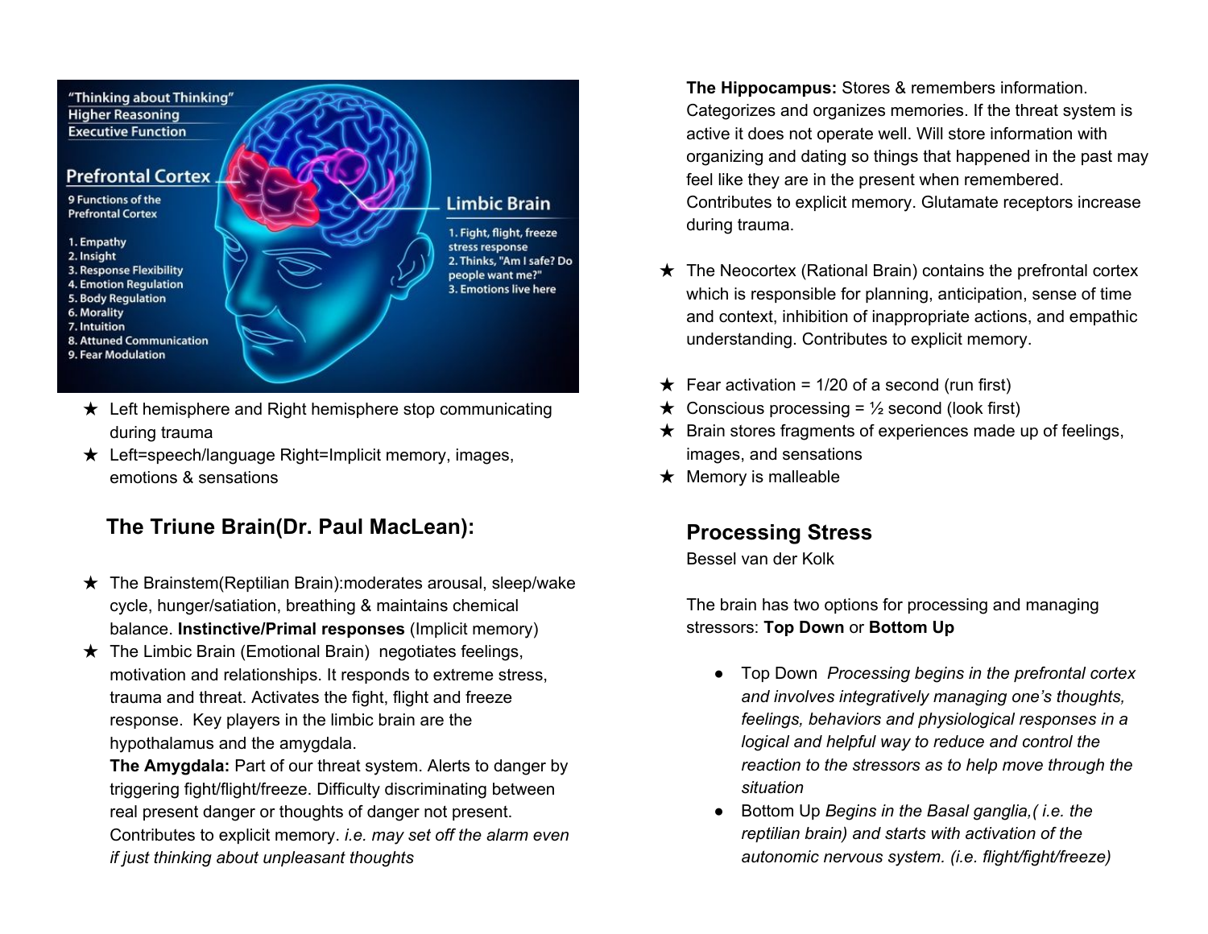"Thinking about Thinking"
Higher Reasoning
Executive Function

**Prefrontal Cortex**

9 Functions of the Prefrontal Cortex

1. Empathy
2. Insight
3. Response Flexibility
4. Emotion Regulation
5. Body Regulation
6. Morality
7. Intuition
8. Attuned Communication
9. Fear Modulation

**Limbic Brain**

1. Fight, flight, freeze stress response
2. Thinks, "Am I safe? Do people want me?"
3. Emotions live here

- ★ Left hemisphere and Right hemisphere stop communicating during trauma
- ★ Left=speech/language Right=Implicit memory, images, emotions & sensations

## The Triune Brain(Dr. Paul MacLean):

- ★ The Brainstem(Reptilian Brain):moderates arousal, sleep/wake cycle, hunger/satiation, breathing & maintains chemical balance. **Instinctive/Primal responses** (Implicit memory)
- ★ The Limbic Brain (Emotional Brain) negotiates feelings, motivation and relationships. It responds to extreme stress, trauma and threat. Activates the fight, flight and freeze response. Key players in the limbic brain are the hypothalamus and the amygdala.
  **The Amygdala:** Part of our threat system. Alerts to danger by triggering fight/flight/freeze. Difficulty discriminating between real present danger or thoughts of danger not present. Contributes to explicit memory. *i.e. may set off the alarm even if just thinking about unpleasant thoughts*
  **The Hippocampus:** Stores & remembers information. Categorizes and organizes memories. If the threat system is active it does not operate well. Will store information with organizing and dating so things that happened in the past may feel like they are in the present when remembered. Contributes to explicit memory. Glutamate receptors increase during trauma.
- ★ The Neocortex (Rational Brain) contains the prefrontal cortex which is responsible for planning, anticipation, sense of time and context, inhibition of inappropriate actions, and empathic understanding. Contributes to explicit memory.

- ★ Fear activation = 1/20 of a second (run first)
- ★ Conscious processing = ½ second (look first)
- ★ Brain stores fragments of experiences made up of feelings, images, and sensations
- ★ Memory is malleable

## Processing Stress

Bessel van der Kolk

The brain has two options for processing and managing stressors: **Top Down** or **Bottom Up**

- Top Down *Processing begins in the prefrontal cortex and involves integratively managing one's thoughts, feelings, behaviors and physiological responses in a logical and helpful way to reduce and control the reaction to the stressors as to help move through the situation*
- Bottom Up *Begins in the Basal ganglia,( i.e. the reptilian brain) and starts with activation of the autonomic nervous system. (i.e. flight/fight/freeze)*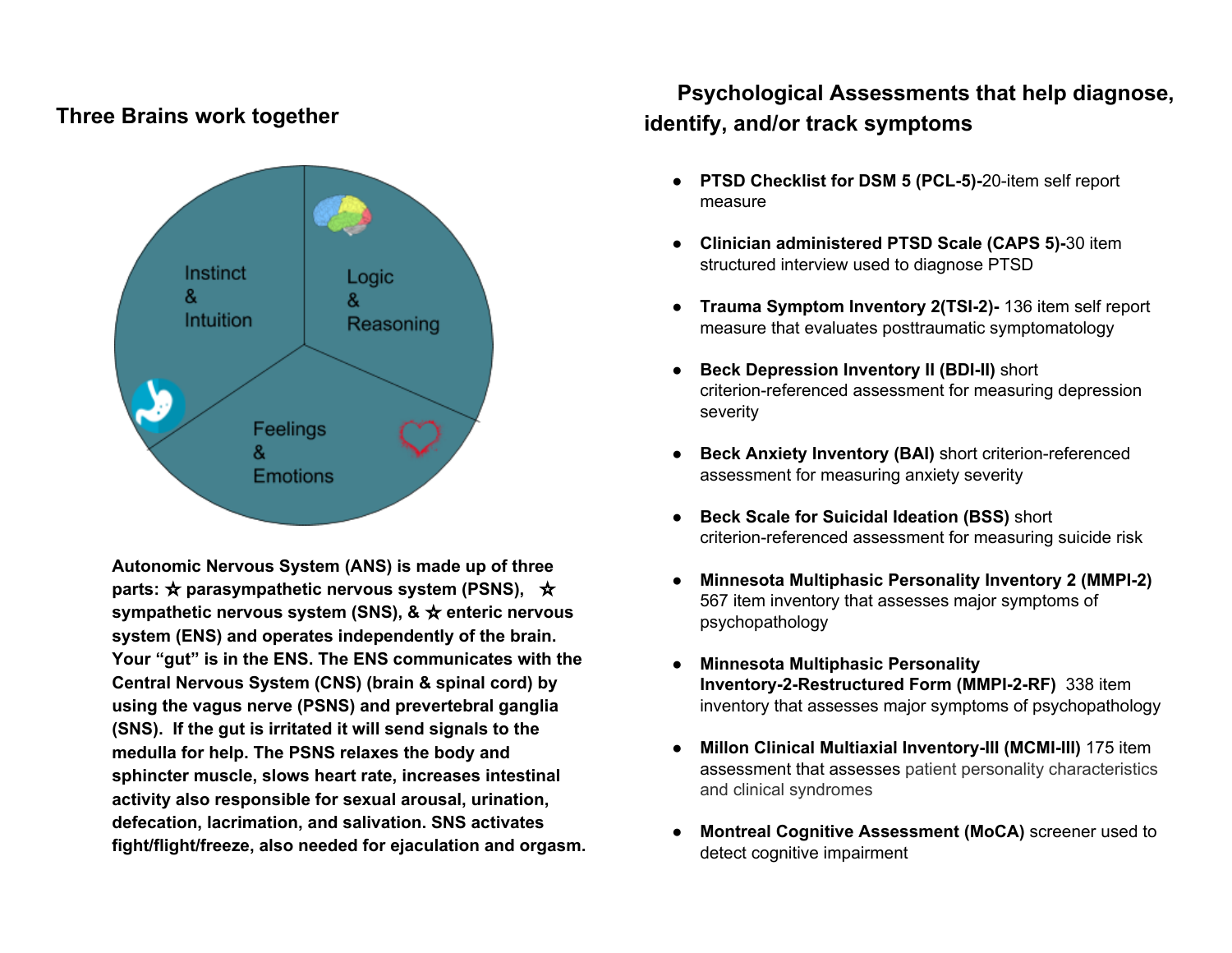## Three Brains work together

Instinct & Intuition

Logic & Reasoning

Feelings & Emotions

**Autonomic Nervous System (ANS) is made up of three parts: ☆ parasympathetic nervous system (PSNS), ☆ sympathetic nervous system (SNS), & ☆ enteric nervous system (ENS) and operates independently of the brain. Your "gut" is in the ENS. The ENS communicates with the Central Nervous System (CNS) (brain & spinal cord) by using the vagus nerve (PSNS) and prevertebral ganglia (SNS). If the gut is irritated it will send signals to the medulla for help. The PSNS relaxes the body and sphincter muscle, slows heart rate, increases intestinal activity also responsible for sexual arousal, urination, defecation, lacrimation, and salivation. SNS activates fight/flight/freeze, also needed for ejaculation and orgasm.**

## Psychological Assessments that help diagnose, identify, and/or track symptoms

- **PTSD Checklist for DSM 5 (PCL-5)-**20-item self report measure
- **Clinician administered PTSD Scale (CAPS 5)-**30 item structured interview used to diagnose PTSD
- **Trauma Symptom Inventory 2(TSI-2)-** 136 item self report measure that evaluates posttraumatic symptomatology
- **Beck Depression Inventory II (BDI-II)** short criterion-referenced assessment for measuring depression severity
- **Beck Anxiety Inventory (BAI)** short criterion-referenced assessment for measuring anxiety severity
- **Beck Scale for Suicidal Ideation (BSS)** short criterion-referenced assessment for measuring suicide risk
- **Minnesota Multiphasic Personality Inventory 2 (MMPI-2)** 567 item inventory that assesses major symptoms of psychopathology
- **Minnesota Multiphasic Personality Inventory-2-Restructured Form (MMPI-2-RF)** 338 item inventory that assesses major symptoms of psychopathology
- **Millon Clinical Multiaxial Inventory-III (MCMI-III)** 175 item assessment that assesses patient personality characteristics and clinical syndromes
- **Montreal Cognitive Assessment (MoCA)** screener used to detect cognitive impairment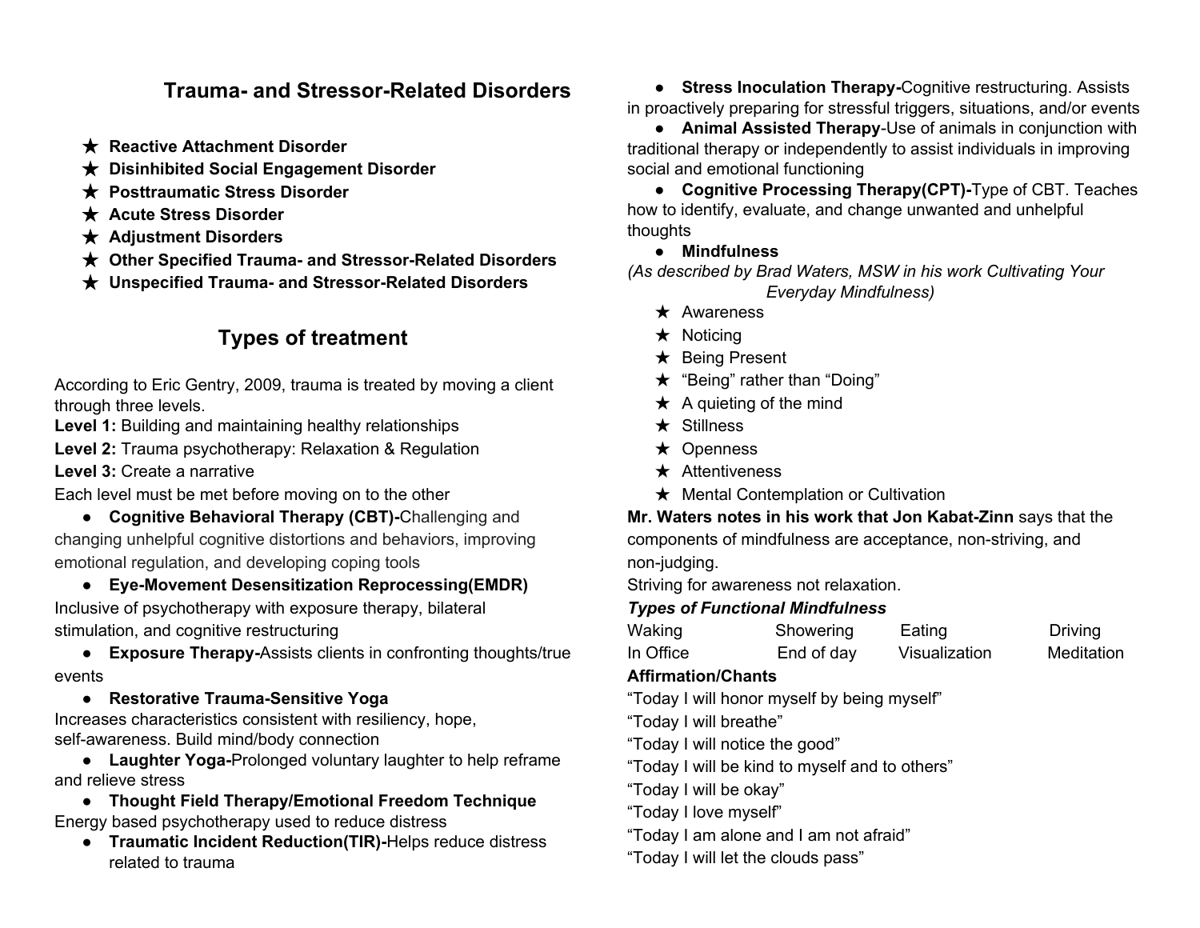## Trauma- and Stressor-Related Disorders

- ★ **Reactive Attachment Disorder**
- ★ **Disinhibited Social Engagement Disorder**
- ★ **Posttraumatic Stress Disorder**
- ★ **Acute Stress Disorder**
- ★ **Adjustment Disorders**
- ★ **Other Specified Trauma- and Stressor-Related Disorders**
- ★ **Unspecified Trauma- and Stressor-Related Disorders**

## Types of treatment

According to Eric Gentry, 2009, trauma is treated by moving a client through three levels.

**Level 1:** Building and maintaining healthy relationships
**Level 2:** Trauma psychotherapy: Relaxation & Regulation
**Level 3:** Create a narrative

Each level must be met before moving on to the other

- **Cognitive Behavioral Therapy (CBT)-**Challenging and changing unhelpful cognitive distortions and behaviors, improving emotional regulation, and developing coping tools
- **Eye-Movement Desensitization Reprocessing(EMDR)** Inclusive of psychotherapy with exposure therapy, bilateral stimulation, and cognitive restructuring
- **Exposure Therapy-**Assists clients in confronting thoughts/true events
- **Restorative Trauma-Sensitive Yoga** Increases characteristics consistent with resiliency, hope, self-awareness. Build mind/body connection
- **Laughter Yoga-**Prolonged voluntary laughter to help reframe and relieve stress
- **Thought Field Therapy/Emotional Freedom Technique** Energy based psychotherapy used to reduce distress
- **Traumatic Incident Reduction(TIR)-**Helps reduce distress related to trauma
- **Stress Inoculation Therapy-**Cognitive restructuring. Assists in proactively preparing for stressful triggers, situations, and/or events
- **Animal Assisted Therapy**-Use of animals in conjunction with traditional therapy or independently to assist individuals in improving social and emotional functioning
- **Cognitive Processing Therapy(CPT)-**Type of CBT. Teaches how to identify, evaluate, and change unwanted and unhelpful thoughts
- **Mindfulness**

*(As described by Brad Waters, MSW in his work Cultivating Your Everyday Mindfulness)*

- ★ Awareness
- ★ Noticing
- ★ Being Present
- ★ "Being" rather than "Doing"
- ★ A quieting of the mind
- ★ Stillness
- ★ Openness
- ★ Attentiveness
- ★ Mental Contemplation or Cultivation

**Mr. Waters notes in his work that Jon Kabat-Zinn** says that the components of mindfulness are acceptance, non-striving, and non-judging.

Striving for awareness not relaxation.

***Types of Functional Mindfulness***

| Waking | Showering | Eating | Driving |
|---|---|---|---|
| In Office | End of day | Visualization | Meditation |

**Affirmation/Chants**

"Today I will honor myself by being myself"
"Today I will breathe"
"Today I will notice the good"
"Today I will be kind to myself and to others"
"Today I will be okay"
"Today I love myself"
"Today I am alone and I am not afraid"
"Today I will let the clouds pass"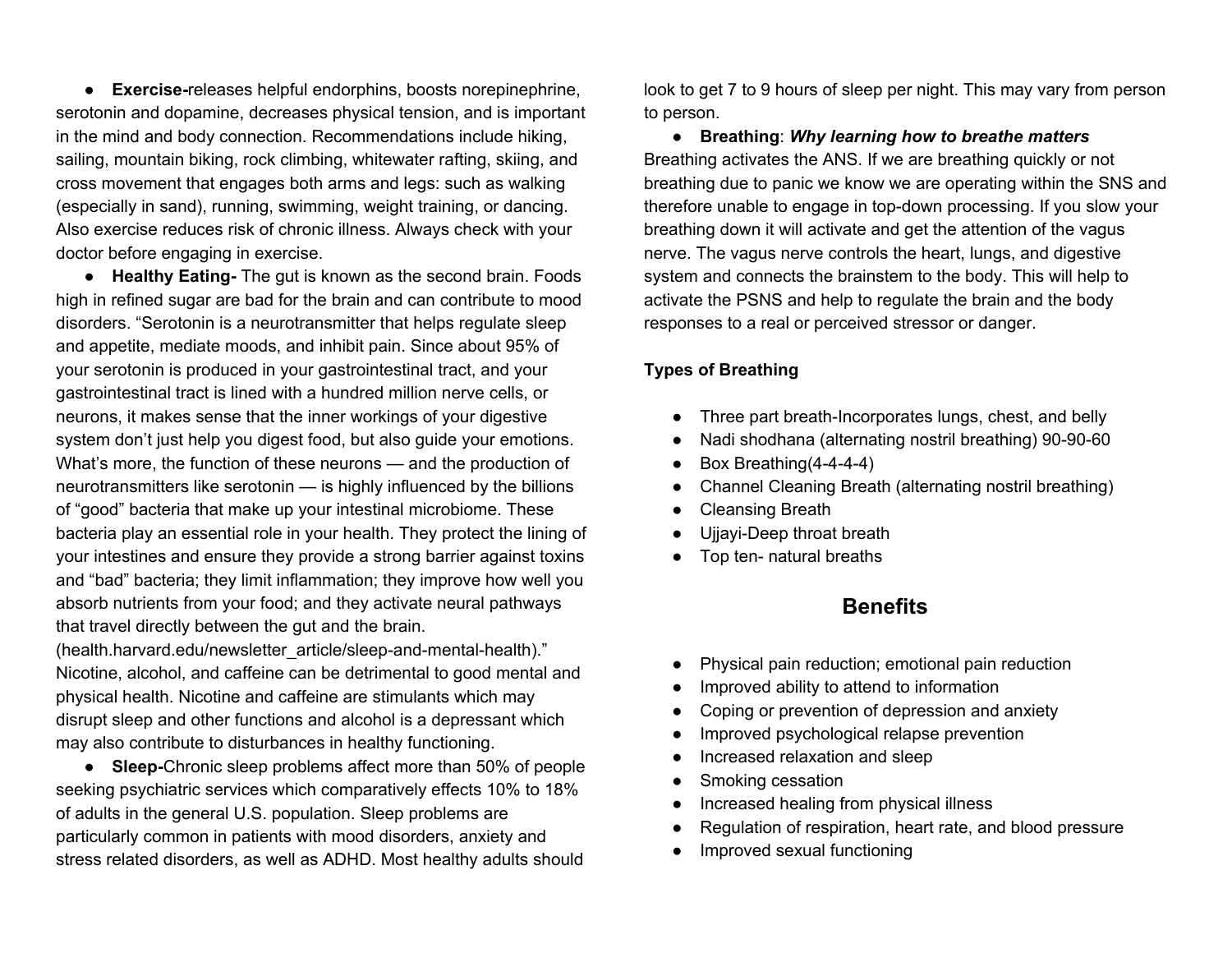- **Exercise-**releases helpful endorphins, boosts norepinephrine, serotonin and dopamine, decreases physical tension, and is important in the mind and body connection. Recommendations include hiking, sailing, mountain biking, rock climbing, whitewater rafting, skiing, and cross movement that engages both arms and legs: such as walking (especially in sand), running, swimming, weight training, or dancing. Also exercise reduces risk of chronic illness. Always check with your doctor before engaging in exercise.
- **Healthy Eating-** The gut is known as the second brain. Foods high in refined sugar are bad for the brain and can contribute to mood disorders. "Serotonin is a neurotransmitter that helps regulate sleep and appetite, mediate moods, and inhibit pain. Since about 95% of your serotonin is produced in your gastrointestinal tract, and your gastrointestinal tract is lined with a hundred million nerve cells, or neurons, it makes sense that the inner workings of your digestive system don't just help you digest food, but also guide your emotions. What's more, the function of these neurons — and the production of neurotransmitters like serotonin — is highly influenced by the billions of "good" bacteria that make up your intestinal microbiome. These bacteria play an essential role in your health. They protect the lining of your intestines and ensure they provide a strong barrier against toxins and "bad" bacteria; they limit inflammation; they improve how well you absorb nutrients from your food; and they activate neural pathways that travel directly between the gut and the brain. (health.harvard.edu/newsletter_article/sleep-and-mental-health)." Nicotine, alcohol, and caffeine can be detrimental to good mental and physical health. Nicotine and caffeine are stimulants which may disrupt sleep and other functions and alcohol is a depressant which may also contribute to disturbances in healthy functioning.
- **Sleep-**Chronic sleep problems affect more than 50% of people seeking psychiatric services which comparatively effects 10% to 18% of adults in the general U.S. population. Sleep problems are particularly common in patients with mood disorders, anxiety and stress related disorders, as well as ADHD. Most healthy adults should look to get 7 to 9 hours of sleep per night. This may vary from person to person.
- **Breathing**: ***Why learning how to breathe matters***

Breathing activates the ANS. If we are breathing quickly or not breathing due to panic we know we are operating within the SNS and therefore unable to engage in top-down processing. If you slow your breathing down it will activate and get the attention of the vagus nerve. The vagus nerve controls the heart, lungs, and digestive system and connects the brainstem to the body. This will help to activate the PSNS and help to regulate the brain and the body responses to a real or perceived stressor or danger.

**Types of Breathing**

- Three part breath-Incorporates lungs, chest, and belly
- Nadi shodhana (alternating nostril breathing) 90-90-60
- Box Breathing(4-4-4-4)
- Channel Cleaning Breath (alternating nostril breathing)
- Cleansing Breath
- Ujjayi-Deep throat breath
- Top ten- natural breaths

## Benefits

- Physical pain reduction; emotional pain reduction
- Improved ability to attend to information
- Coping or prevention of depression and anxiety
- Improved psychological relapse prevention
- Increased relaxation and sleep
- Smoking cessation
- Increased healing from physical illness
- Regulation of respiration, heart rate, and blood pressure
- Improved sexual functioning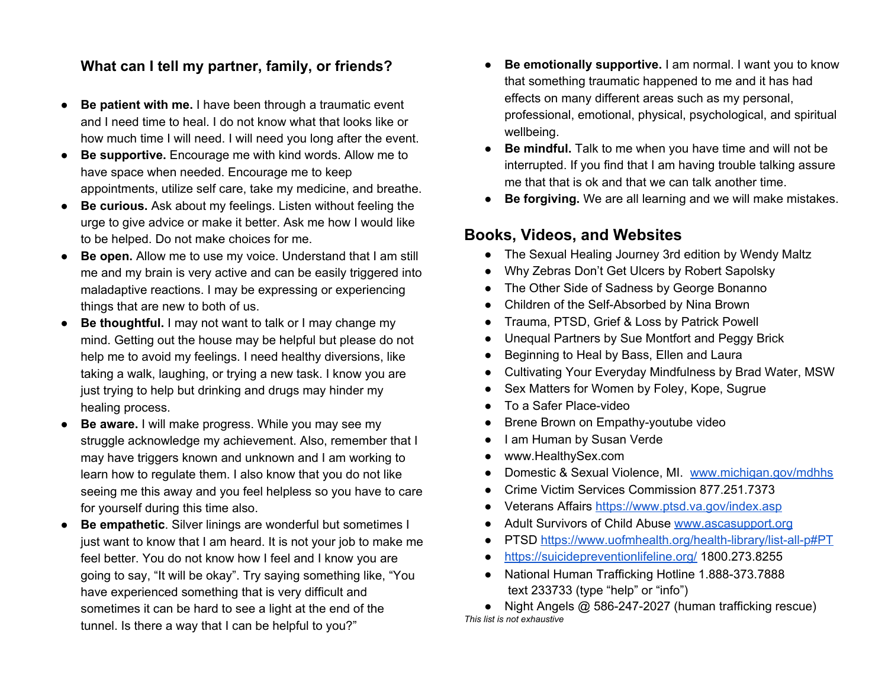### What can I tell my partner, family, or friends?

- **Be patient with me.** I have been through a traumatic event and I need time to heal. I do not know what that looks like or how much time I will need. I will need you long after the event.
- **Be supportive.** Encourage me with kind words. Allow me to have space when needed. Encourage me to keep appointments, utilize self care, take my medicine, and breathe.
- **Be curious.** Ask about my feelings. Listen without feeling the urge to give advice or make it better. Ask me how I would like to be helped. Do not make choices for me.
- **Be open.** Allow me to use my voice. Understand that I am still me and my brain is very active and can be easily triggered into maladaptive reactions. I may be expressing or experiencing things that are new to both of us.
- **Be thoughtful.** I may not want to talk or I may change my mind. Getting out the house may be helpful but please do not help me to avoid my feelings. I need healthy diversions, like taking a walk, laughing, or trying a new task. I know you are just trying to help but drinking and drugs may hinder my healing process.
- **Be aware.** I will make progress. While you may see my struggle acknowledge my achievement. Also, remember that I may have triggers known and unknown and I am working to learn how to regulate them. I also know that you do not like seeing me this away and you feel helpless so you have to care for yourself during this time also.
- **Be empathetic**. Silver linings are wonderful but sometimes I just want to know that I am heard. It is not your job to make me feel better. You do not know how I feel and I know you are going to say, "It will be okay". Try saying something like, "You have experienced something that is very difficult and sometimes it can be hard to see a light at the end of the tunnel. Is there a way that I can be helpful to you?"
- **Be emotionally supportive.** I am normal. I want you to know that something traumatic happened to me and it has had effects on many different areas such as my personal, professional, emotional, physical, psychological, and spiritual wellbeing.
- **Be mindful.** Talk to me when you have time and will not be interrupted. If you find that I am having trouble talking assure me that that is ok and that we can talk another time.
- **Be forgiving.** We are all learning and we will make mistakes.

## Books, Videos, and Websites

- The Sexual Healing Journey 3rd edition by Wendy Maltz
- Why Zebras Don't Get Ulcers by Robert Sapolsky
- The Other Side of Sadness by George Bonanno
- Children of the Self-Absorbed by Nina Brown
- Trauma, PTSD, Grief & Loss by Patrick Powell
- Unequal Partners by Sue Montfort and Peggy Brick
- Beginning to Heal by Bass, Ellen and Laura
- Cultivating Your Everyday Mindfulness by Brad Water, MSW
- Sex Matters for Women by Foley, Kope, Sugrue
- To a Safer Place-video
- Brene Brown on Empathy-youtube video
- I am Human by Susan Verde
- www.HealthySex.com
- Domestic & Sexual Violence, MI. www.michigan.gov/mdhhs
- Crime Victim Services Commission 877.251.7373
- Veterans Affairs https://www.ptsd.va.gov/index.asp
- Adult Survivors of Child Abuse www.ascasupport.org
- PTSD https://www.uofmhealth.org/health-library/list-all-p#PT
- https://suicidepreventionlifeline.org/ 1800.273.8255
- National Human Trafficking Hotline 1.888-373.7888 text 233733 (type "help" or "info")
- Night Angels @ 586-247-2027 (human trafficking rescue)

*This list is not exhaustive*